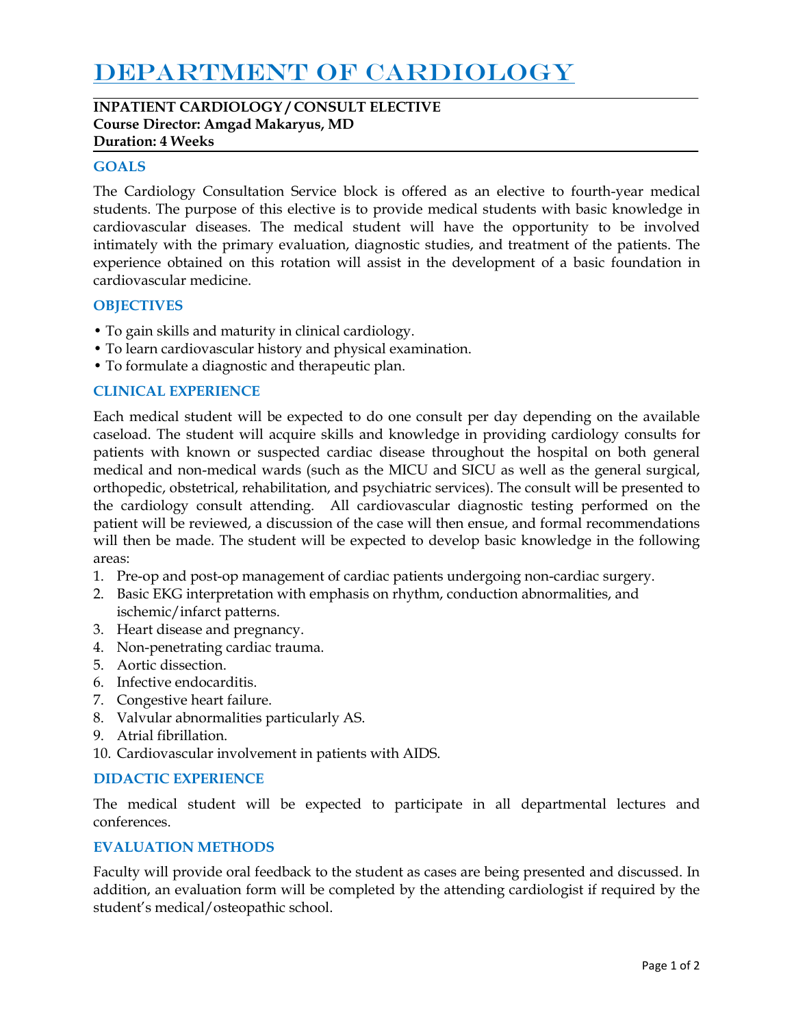# Department of Cardiology

**INPATIENT CARDIOLOGY / CONSULT ELECTIVE**
**Course Director: Amgad Makaryus, MD**
**Duration: 4 Weeks**

## GOALS

The Cardiology Consultation Service block is offered as an elective to fourth-year medical students. The purpose of this elective is to provide medical students with basic knowledge in cardiovascular diseases. The medical student will have the opportunity to be involved intimately with the primary evaluation, diagnostic studies, and treatment of the patients. The experience obtained on this rotation will assist in the development of a basic foundation in cardiovascular medicine.

## OBJECTIVES

- To gain skills and maturity in clinical cardiology.
- To learn cardiovascular history and physical examination.
- To formulate a diagnostic and therapeutic plan.

## CLINICAL EXPERIENCE

Each medical student will be expected to do one consult per day depending on the available caseload. The student will acquire skills and knowledge in providing cardiology consults for patients with known or suspected cardiac disease throughout the hospital on both general medical and non-medical wards (such as the MICU and SICU as well as the general surgical, orthopedic, obstetrical, rehabilitation, and psychiatric services). The consult will be presented to the cardiology consult attending. All cardiovascular diagnostic testing performed on the patient will be reviewed, a discussion of the case will then ensue, and formal recommendations will then be made. The student will be expected to develop basic knowledge in the following areas:

1. Pre-op and post-op management of cardiac patients undergoing non-cardiac surgery.
2. Basic EKG interpretation with emphasis on rhythm, conduction abnormalities, and ischemic/infarct patterns.
3. Heart disease and pregnancy.
4. Non-penetrating cardiac trauma.
5. Aortic dissection.
6. Infective endocarditis.
7. Congestive heart failure.
8. Valvular abnormalities particularly AS.
9. Atrial fibrillation.
10. Cardiovascular involvement in patients with AIDS.

## DIDACTIC EXPERIENCE

The medical student will be expected to participate in all departmental lectures and conferences.

## EVALUATION METHODS

Faculty will provide oral feedback to the student as cases are being presented and discussed. In addition, an evaluation form will be completed by the attending cardiologist if required by the student's medical/osteopathic school.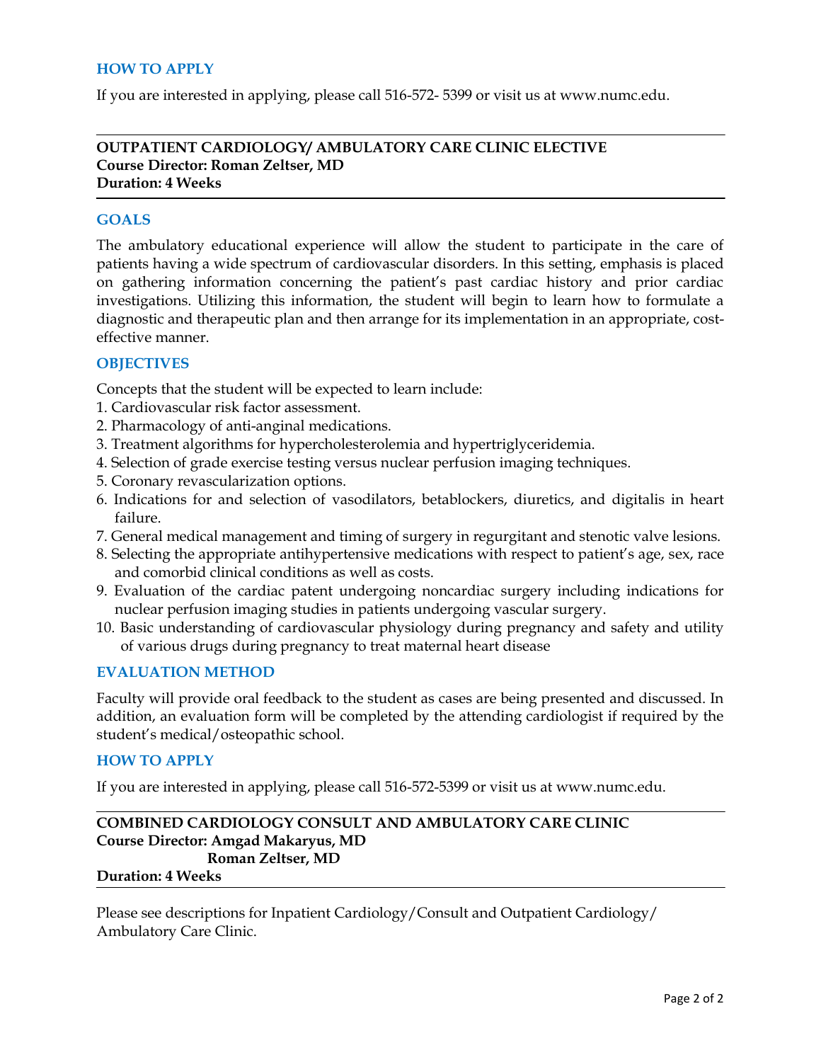### HOW TO APPLY

If you are interested in applying, please call 516-572- 5399 or visit us at www.numc.edu.

---

**OUTPATIENT CARDIOLOGY/ AMBULATORY CARE CLINIC ELECTIVE**
**Course Director: Roman Zeltser, MD**
**Duration: 4 Weeks**

---

### GOALS

The ambulatory educational experience will allow the student to participate in the care of patients having a wide spectrum of cardiovascular disorders. In this setting, emphasis is placed on gathering information concerning the patient's past cardiac history and prior cardiac investigations. Utilizing this information, the student will begin to learn how to formulate a diagnostic and therapeutic plan and then arrange for its implementation in an appropriate, cost-effective manner.

### OBJECTIVES

Concepts that the student will be expected to learn include:

1. Cardiovascular risk factor assessment.
2. Pharmacology of anti-anginal medications.
3. Treatment algorithms for hypercholesterolemia and hypertriglyceridemia.
4. Selection of grade exercise testing versus nuclear perfusion imaging techniques.
5. Coronary revascularization options.
6. Indications for and selection of vasodilators, betablockers, diuretics, and digitalis in heart failure.
7. General medical management and timing of surgery in regurgitant and stenotic valve lesions.
8. Selecting the appropriate antihypertensive medications with respect to patient's age, sex, race and comorbid clinical conditions as well as costs.
9. Evaluation of the cardiac patent undergoing noncardiac surgery including indications for nuclear perfusion imaging studies in patients undergoing vascular surgery.
10. Basic understanding of cardiovascular physiology during pregnancy and safety and utility of various drugs during pregnancy to treat maternal heart disease

### EVALUATION METHOD

Faculty will provide oral feedback to the student as cases are being presented and discussed. In addition, an evaluation form will be completed by the attending cardiologist if required by the student's medical/osteopathic school.

### HOW TO APPLY

If you are interested in applying, please call 516-572-5399 or visit us at www.numc.edu.

---

**COMBINED CARDIOLOGY CONSULT AND AMBULATORY CARE CLINIC**
**Course Director: Amgad Makaryus, MD**
**Roman Zeltser, MD**
**Duration: 4 Weeks**

---

Please see descriptions for Inpatient Cardiology/Consult and Outpatient Cardiology/ Ambulatory Care Clinic.